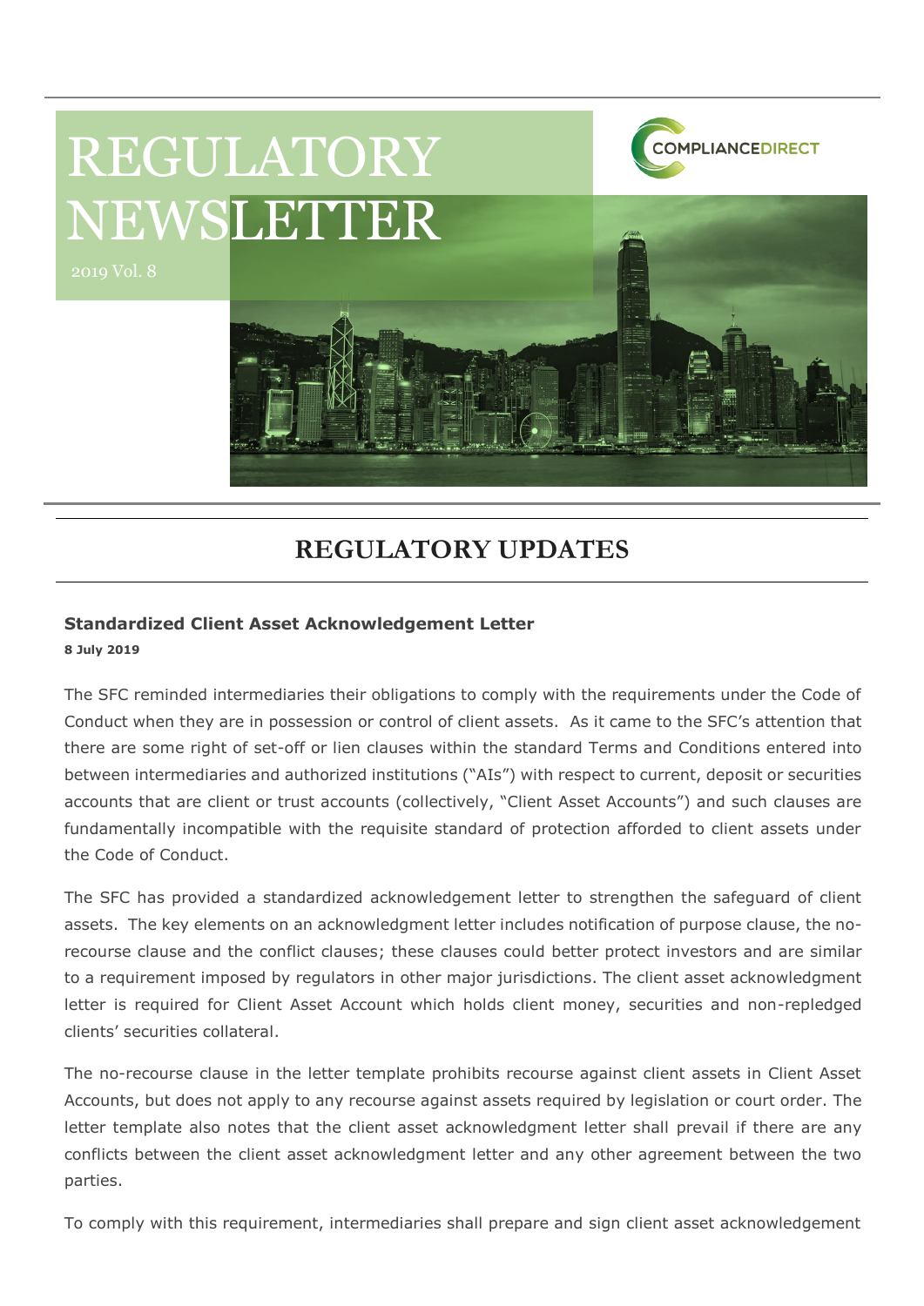# REGULATORY NEWSLETTER

2019 Vol. 8

COMPLIANCEDIRECT

## REGULATORY UPDATES

### Standardized Client Asset Acknowledgement Letter

**8 July 2019**

The SFC reminded intermediaries their obligations to comply with the requirements under the Code of Conduct when they are in possession or control of client assets. As it came to the SFC's attention that there are some right of set-off or lien clauses within the standard Terms and Conditions entered into between intermediaries and authorized institutions ("AIs") with respect to current, deposit or securities accounts that are client or trust accounts (collectively, "Client Asset Accounts") and such clauses are fundamentally incompatible with the requisite standard of protection afforded to client assets under the Code of Conduct.

The SFC has provided a standardized acknowledgement letter to strengthen the safeguard of client assets. The key elements on an acknowledgment letter includes notification of purpose clause, the no-recourse clause and the conflict clauses; these clauses could better protect investors and are similar to a requirement imposed by regulators in other major jurisdictions. The client asset acknowledgment letter is required for Client Asset Account which holds client money, securities and non-repledged clients' securities collateral.

The no-recourse clause in the letter template prohibits recourse against client assets in Client Asset Accounts, but does not apply to any recourse against assets required by legislation or court order. The letter template also notes that the client asset acknowledgment letter shall prevail if there are any conflicts between the client asset acknowledgment letter and any other agreement between the two parties.

To comply with this requirement, intermediaries shall prepare and sign client asset acknowledgement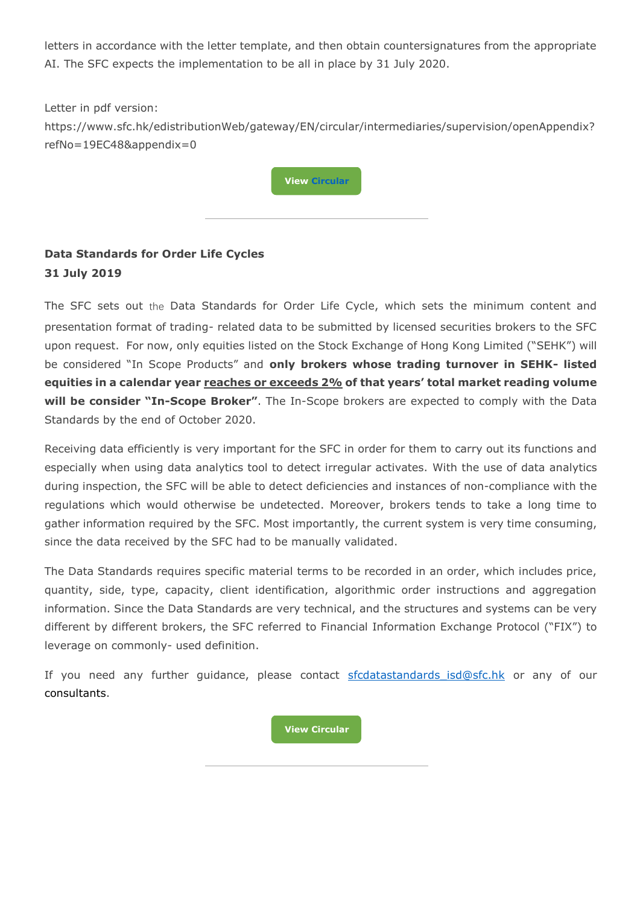letters in accordance with the letter template, and then obtain countersignatures from the appropriate AI. The SFC expects the implementation to be all in place by 31 July 2020.

Letter in pdf version:
https://www.sfc.hk/edistributionWeb/gateway/EN/circular/intermediaries/supervision/openAppendix?refNo=19EC48&appendix=0

View Circular

---

**Data Standards for Order Life Cycles**
**31 July 2019**

The SFC sets out the Data Standards for Order Life Cycle, which sets the minimum content and presentation format of trading- related data to be submitted by licensed securities brokers to the SFC upon request. For now, only equities listed on the Stock Exchange of Hong Kong Limited ("SEHK") will be considered "In Scope Products" and **only brokers whose trading turnover in SEHK- listed equities in a calendar year <u>reaches or exceeds 2%</u> of that years' total market reading volume will be consider "In-Scope Broker"**. The In-Scope brokers are expected to comply with the Data Standards by the end of October 2020.

Receiving data efficiently is very important for the SFC in order for them to carry out its functions and especially when using data analytics tool to detect irregular activates. With the use of data analytics during inspection, the SFC will be able to detect deficiencies and instances of non-compliance with the regulations which would otherwise be undetected. Moreover, brokers tends to take a long time to gather information required by the SFC. Most importantly, the current system is very time consuming, since the data received by the SFC had to be manually validated.

The Data Standards requires specific material terms to be recorded in an order, which includes price, quantity, side, type, capacity, client identification, algorithmic order instructions and aggregation information. Since the Data Standards are very technical, and the structures and systems can be very different by different brokers, the SFC referred to Financial Information Exchange Protocol ("FIX") to leverage on commonly- used definition.

If you need any further guidance, please contact sfcdatastandards_isd@sfc.hk or any of our consultants.

View Circular

---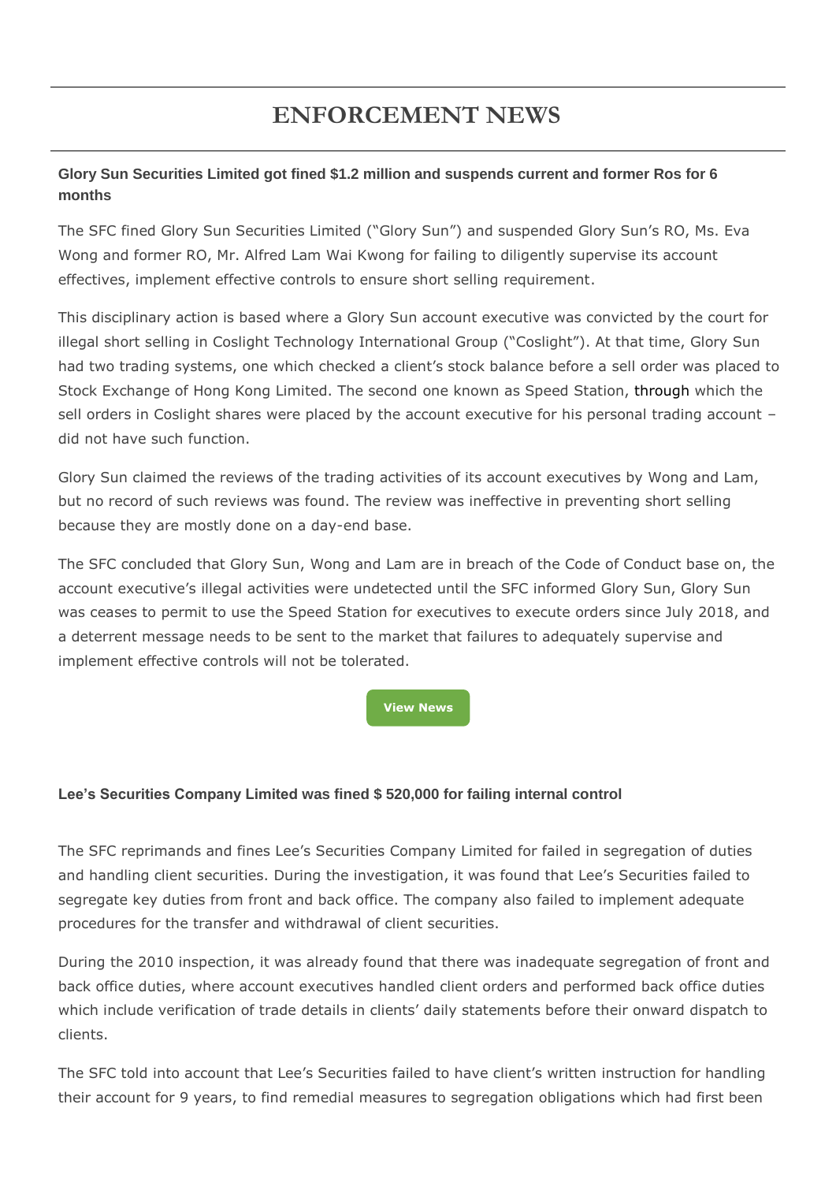# ENFORCEMENT NEWS

### Glory Sun Securities Limited got fined $1.2 million and suspends current and former Ros for 6 months

The SFC fined Glory Sun Securities Limited ("Glory Sun") and suspended Glory Sun's RO, Ms. Eva Wong and former RO, Mr. Alfred Lam Wai Kwong for failing to diligently supervise its account effectives, implement effective controls to ensure short selling requirement.

This disciplinary action is based where a Glory Sun account executive was convicted by the court for illegal short selling in Coslight Technology International Group ("Coslight"). At that time, Glory Sun had two trading systems, one which checked a client's stock balance before a sell order was placed to Stock Exchange of Hong Kong Limited. The second one known as Speed Station, through which the sell orders in Coslight shares were placed by the account executive for his personal trading account – did not have such function.

Glory Sun claimed the reviews of the trading activities of its account executives by Wong and Lam, but no record of such reviews was found. The review was ineffective in preventing short selling because they are mostly done on a day-end base.

The SFC concluded that Glory Sun, Wong and Lam are in breach of the Code of Conduct base on, the account executive's illegal activities were undetected until the SFC informed Glory Sun, Glory Sun was ceases to permit to use the Speed Station for executives to execute orders since July 2018, and a deterrent message needs to be sent to the market that failures to adequately supervise and implement effective controls will not be tolerated.

View News

### Lee's Securities Company Limited was fined $ 520,000 for failing internal control

The SFC reprimands and fines Lee's Securities Company Limited for failed in segregation of duties and handling client securities. During the investigation, it was found that Lee's Securities failed to segregate key duties from front and back office. The company also failed to implement adequate procedures for the transfer and withdrawal of client securities.

During the 2010 inspection, it was already found that there was inadequate segregation of front and back office duties, where account executives handled client orders and performed back office duties which include verification of trade details in clients' daily statements before their onward dispatch to clients.

The SFC told into account that Lee's Securities failed to have client's written instruction for handling their account for 9 years, to find remedial measures to segregation obligations which had first been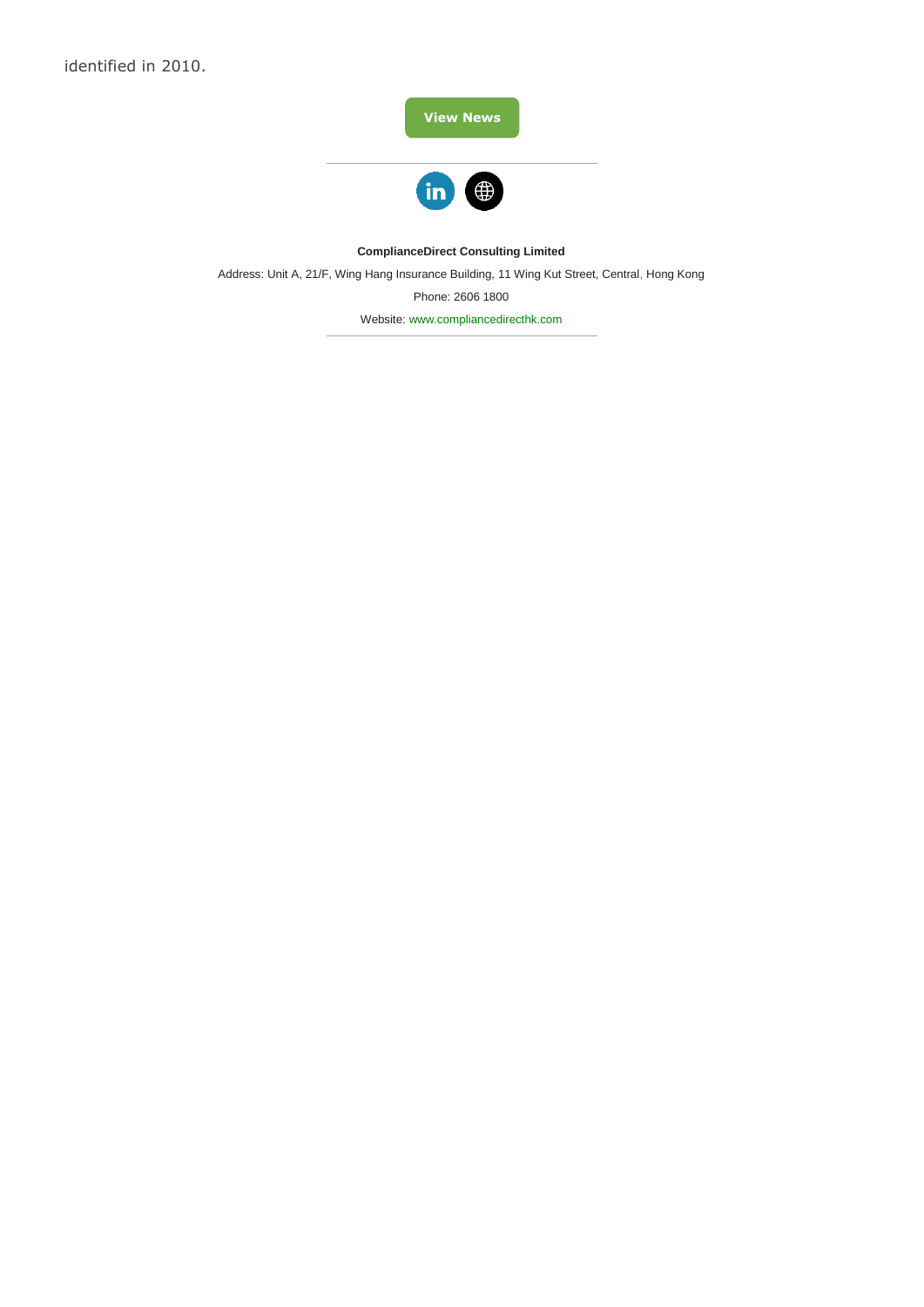identified in 2010.

View News

---

**ComplianceDirect Consulting Limited**

Address: Unit A, 21/F, Wing Hang Insurance Building, 11 Wing Kut Street, Central, Hong Kong

Phone: 2606 1800

Website: www.compliancedirecthk.com

---